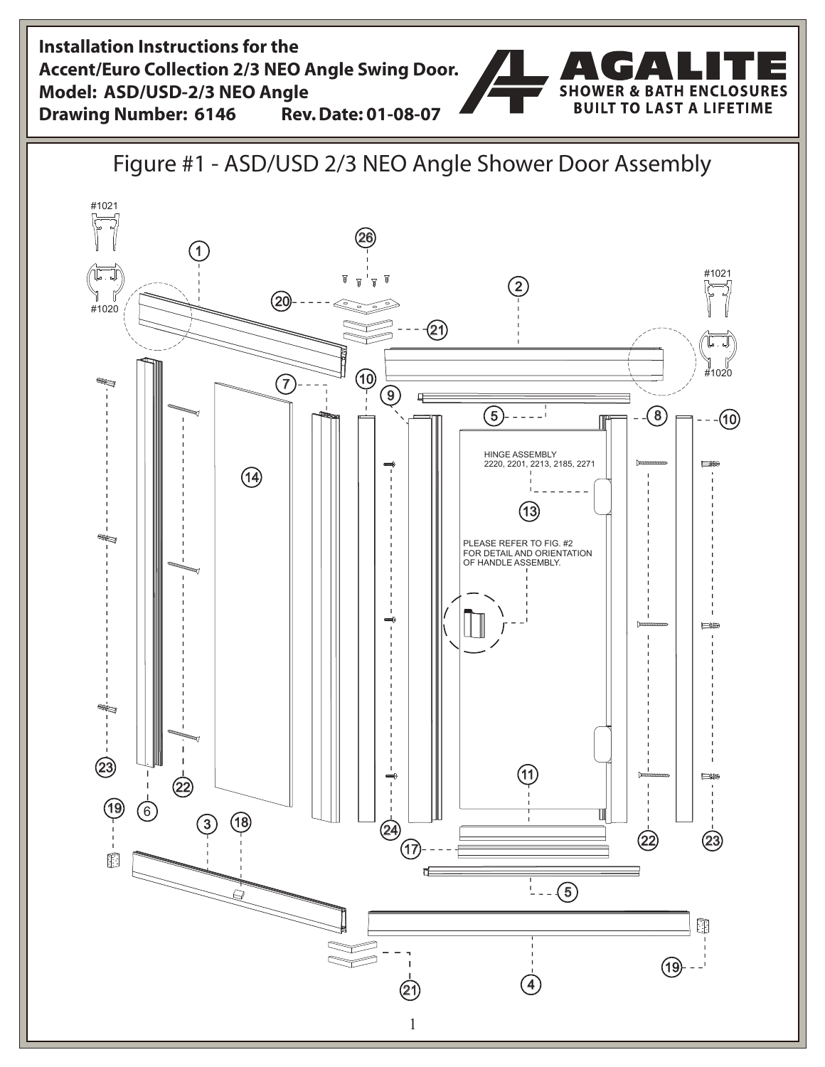**Installation Instructions for the**
**Accent/Euro Collection 2/3 NEO Angle Swing Door.**
**Model: ASD/USD-2/3 NEO Angle**
**Drawing Number: 6146 Rev. Date: 01-08-07**

**AGALITE**
**SHOWER & BATH ENCLOSURES**
**BUILT TO LAST A LIFETIME**

# Figure #1 - ASD/USD 2/3 NEO Angle Shower Door Assembly

#1021

#1020

HINGE ASSEMBLY
2220, 2201, 2213, 2185, 2271

PLEASE REFER TO FIG. #2
FOR DETAIL AND ORIENTATION
OF HANDLE ASSEMBLY.

1, 2, 3, 4, 5, 6, 7, 8, 9, 10, 11, 13, 14, 17, 18, 19, 20, 21, 22, 23, 24, 26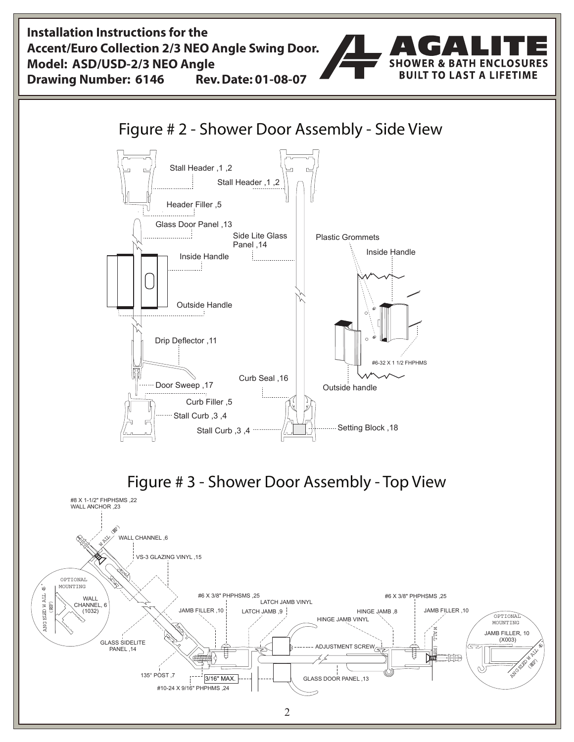**Installation Instructions for the Accent/Euro Collection 2/3 NEO Angle Swing Door.**
**Model: ASD/USD-2/3 NEO Angle**
**Drawing Number: 6146 Rev. Date: 01-08-07**

AGALITE
SHOWER & BATH ENCLOSURES
BUILT TO LAST A LIFETIME

## Figure # 2 - Shower Door Assembly - Side View

Stall Header ,1 ,2
Stall Header ,1 ,2
Header Filler ,5
Glass Door Panel ,13
Side Lite Glass Panel ,14
Plastic Grommets
Inside Handle
Inside Handle
Outside Handle
Drip Deflector ,11
#6-32 X 1 1/2 FHPHMS
Curb Seal ,16
Outside handle
Door Sweep ,17
Curb Filler ,5
Stall Curb ,3 ,4
Stall Curb ,3 ,4
Setting Block ,18

## Figure # 3 - Shower Door Assembly - Top View

#8 X 1-1/2" FHPHSMS ,22
WALL ANCHOR ,23
WALL (REF)
WALL CHANNEL ,6
VS-3 GLAZING VINYL ,15
OPTIONAL MOUNTING
WALL CHANNEL, 6 (1032)
ANGLED WALL 45° (REF)
#6 X 3/8" PHPHSMS ,25
LATCH JAMB VINYL
#6 X 3/8" PHPHSMS ,25
JAMB FILLER ,10
LATCH JAMB ,9
HINGE JAMB ,8
JAMB FILLER ,10
HINGE JAMB VINYL
OPTIONAL MOUNTING
JAMB FILLER, 10 (X003)
ANGLED WALL 45° (REF)
WALL (REF)
GLASS SIDELITE PANEL ,14
ADJUSTMENT SCREW
135° POST ,7
3/16" MAX.
GLASS DOOR PANEL ,13
#10-24 X 9/16" PHPHMS ,24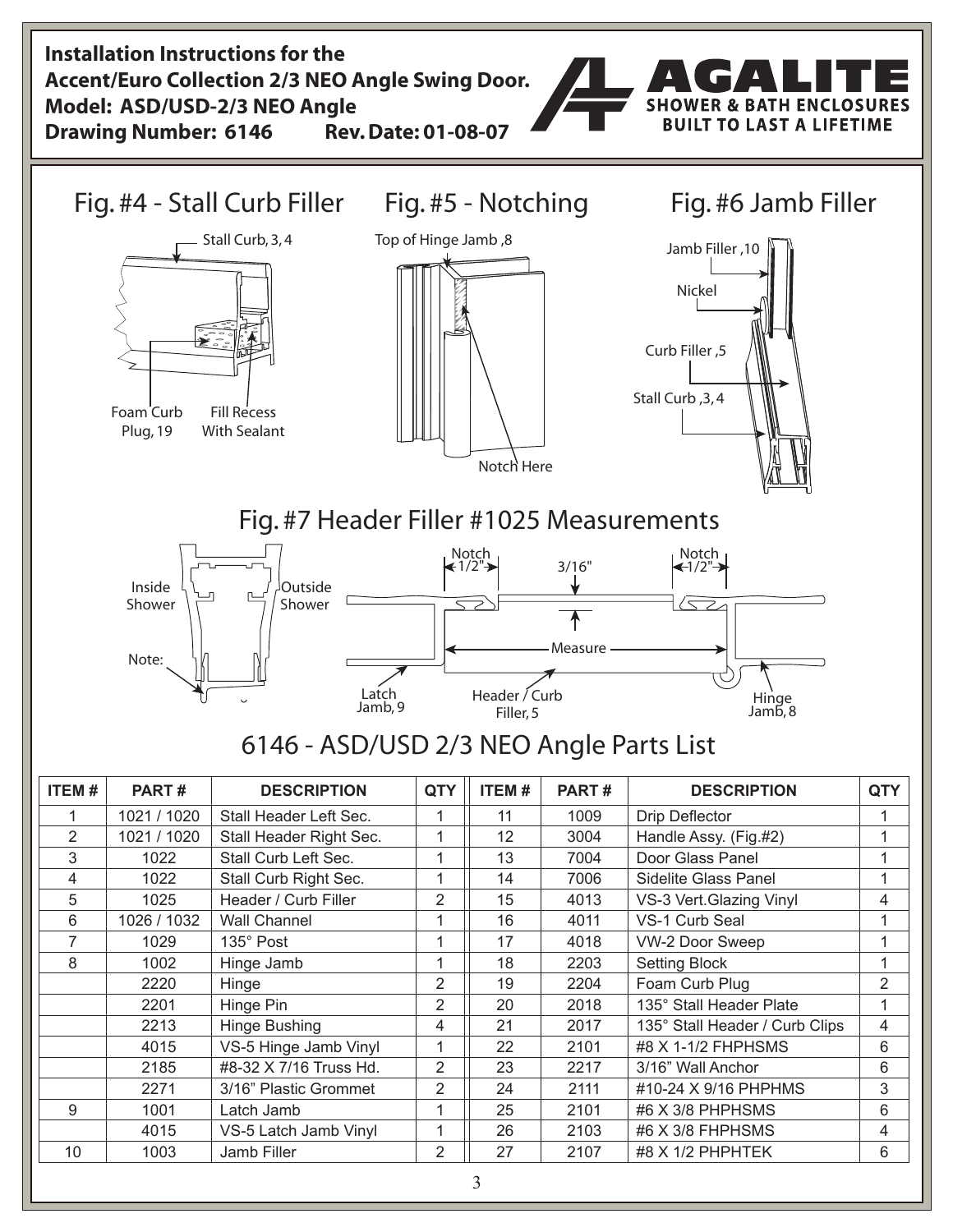**Installation Instructions for the**
**Accent/Euro Collection 2/3 NEO Angle Swing Door.**
**Model: ASD/USD-2/3 NEO Angle**
**Drawing Number: 6146 Rev. Date: 01-08-07**

**AGALITE**
**SHOWER & BATH ENCLOSURES**
**BUILT TO LAST A LIFETIME**

## Fig. #4 - Stall Curb Filler

Stall Curb, 3, 4

Foam Curb Plug, 19

Fill Recess With Sealant

## Fig. #5 - Notching

Top of Hinge Jamb, 8

Notch Here

## Fig. #6 Jamb Filler

Jamb Filler, 10

Nickel

Curb Filler, 5

Stall Curb, 3, 4

## Fig. #7 Header Filler #1025 Measurements

Inside Shower

Outside Shower

Note:

Notch 1/2"

3/16"

Notch 1/2"

Measure

Latch Jamb, 9

Header / Curb Filler, 5

Hinge Jamb, 8

## 6146 - ASD/USD 2/3 NEO Angle Parts List

| ITEM # | PART # | DESCRIPTION | QTY | ITEM # | PART # | DESCRIPTION | QTY |
|---|---|---|---|---|---|---|---|
| 1 | 1021 / 1020 | Stall Header Left Sec. | 1 | 11 | 1009 | Drip Deflector | 1 |
| 2 | 1021 / 1020 | Stall Header Right Sec. | 1 | 12 | 3004 | Handle Assy. (Fig.#2) | 1 |
| 3 | 1022 | Stall Curb Left Sec. | 1 | 13 | 7004 | Door Glass Panel | 1 |
| 4 | 1022 | Stall Curb Right Sec. | 1 | 14 | 7006 | Sidelite Glass Panel | 1 |
| 5 | 1025 | Header / Curb Filler | 2 | 15 | 4013 | VS-3 Vert.Glazing Vinyl | 4 |
| 6 | 1026 / 1032 | Wall Channel | 1 | 16 | 4011 | VS-1 Curb Seal | 1 |
| 7 | 1029 | 135° Post | 1 | 17 | 4018 | VW-2 Door Sweep | 1 |
| 8 | 1002 | Hinge Jamb | 1 | 18 | 2203 | Setting Block | 1 |
| | 2220 | Hinge | 2 | 19 | 2204 | Foam Curb Plug | 2 |
| | 2201 | Hinge Pin | 2 | 20 | 2018 | 135° Stall Header Plate | 1 |
| | 2213 | Hinge Bushing | 4 | 21 | 2017 | 135° Stall Header / Curb Clips | 4 |
| | 4015 | VS-5 Hinge Jamb Vinyl | 1 | 22 | 2101 | #8 X 1-1/2 FHPHSMS | 6 |
| | 2185 | #8-32 X 7/16 Truss Hd. | 2 | 23 | 2217 | 3/16" Wall Anchor | 6 |
| | 2271 | 3/16" Plastic Grommet | 2 | 24 | 2111 | #10-24 X 9/16 PHPHMS | 3 |
| 9 | 1001 | Latch Jamb | 1 | 25 | 2101 | #6 X 3/8 PHPHSMS | 6 |
| | 4015 | VS-5 Latch Jamb Vinyl | 1 | 26 | 2103 | #6 X 3/8 FHPHSMS | 4 |
| 10 | 1003 | Jamb Filler | 2 | 27 | 2107 | #8 X 1/2 PHPHTEK | 6 |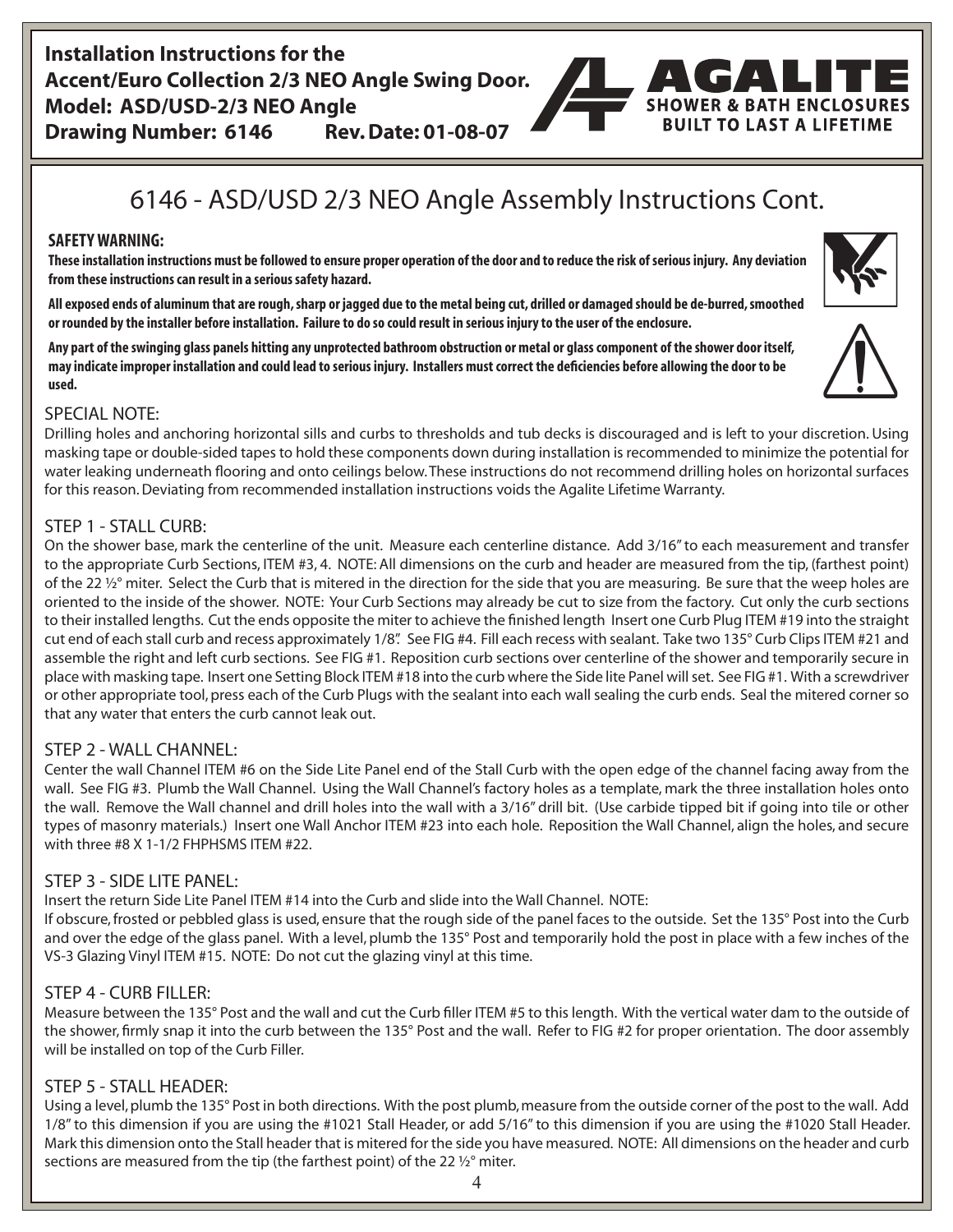**Installation Instructions for the**
**Accent/Euro Collection 2/3 NEO Angle Swing Door.**
**Model: ASD/USD-2/3 NEO Angle**
**Drawing Number: 6146 Rev. Date: 01-08-07**

AGALITE
SHOWER & BATH ENCLOSURES
BUILT TO LAST A LIFETIME

# 6146 - ASD/USD 2/3 NEO Angle Assembly Instructions Cont.

**SAFETY WARNING:**

**These installation instructions must be followed to ensure proper operation of the door and to reduce the risk of serious injury. Any deviation from these instructions can result in a serious safety hazard.**

**All exposed ends of aluminum that are rough, sharp or jagged due to the metal being cut, drilled or damaged should be de-burred, smoothed or rounded by the installer before installation. Failure to do so could result in serious injury to the user of the enclosure.**

**Any part of the swinging glass panels hitting any unprotected bathroom obstruction or metal or glass component of the shower door itself, may indicate improper installation and could lead to serious injury. Installers must correct the deficiencies before allowing the door to be used.**

## SPECIAL NOTE:

Drilling holes and anchoring horizontal sills and curbs to thresholds and tub decks is discouraged and is left to your discretion. Using masking tape or double-sided tapes to hold these components down during installation is recommended to minimize the potential for water leaking underneath flooring and onto ceilings below. These instructions do not recommend drilling holes on horizontal surfaces for this reason. Deviating from recommended installation instructions voids the Agalite Lifetime Warranty.

## STEP 1 - STALL CURB:

On the shower base, mark the centerline of the unit. Measure each centerline distance. Add 3/16" to each measurement and transfer to the appropriate Curb Sections, ITEM #3, 4. NOTE: All dimensions on the curb and header are measured from the tip, (farthest point) of the 22 ½° miter. Select the Curb that is mitered in the direction for the side that you are measuring. Be sure that the weep holes are oriented to the inside of the shower. NOTE: Your Curb Sections may already be cut to size from the factory. Cut only the curb sections to their installed lengths. Cut the ends opposite the miter to achieve the finished length Insert one Curb Plug ITEM #19 into the straight cut end of each stall curb and recess approximately 1/8". See FIG #4. Fill each recess with sealant. Take two 135° Curb Clips ITEM #21 and assemble the right and left curb sections. See FIG #1. Reposition curb sections over centerline of the shower and temporarily secure in place with masking tape. Insert one Setting Block ITEM #18 into the curb where the Side lite Panel will set. See FIG #1. With a screwdriver or other appropriate tool, press each of the Curb Plugs with the sealant into each wall sealing the curb ends. Seal the mitered corner so that any water that enters the curb cannot leak out.

## STEP 2 - WALL CHANNEL:

Center the wall Channel ITEM #6 on the Side Lite Panel end of the Stall Curb with the open edge of the channel facing away from the wall. See FIG #3. Plumb the Wall Channel. Using the Wall Channel's factory holes as a template, mark the three installation holes onto the wall. Remove the Wall channel and drill holes into the wall with a 3/16" drill bit. (Use carbide tipped bit if going into tile or other types of masonry materials.) Insert one Wall Anchor ITEM #23 into each hole. Reposition the Wall Channel, align the holes, and secure with three #8 X 1-1/2 FHPHSMS ITEM #22.

## STEP 3 - SIDE LITE PANEL:

Insert the return Side Lite Panel ITEM #14 into the Curb and slide into the Wall Channel. NOTE:
If obscure, frosted or pebbled glass is used, ensure that the rough side of the panel faces to the outside. Set the 135° Post into the Curb and over the edge of the glass panel. With a level, plumb the 135° Post and temporarily hold the post in place with a few inches of the VS-3 Glazing Vinyl ITEM #15. NOTE: Do not cut the glazing vinyl at this time.

## STEP 4 - CURB FILLER:

Measure between the 135° Post and the wall and cut the Curb filler ITEM #5 to this length. With the vertical water dam to the outside of the shower, firmly snap it into the curb between the 135° Post and the wall. Refer to FIG #2 for proper orientation. The door assembly will be installed on top of the Curb Filler.

## STEP 5 - STALL HEADER:

Using a level, plumb the 135° Post in both directions. With the post plumb, measure from the outside corner of the post to the wall. Add 1/8" to this dimension if you are using the #1021 Stall Header, or add 5/16" to this dimension if you are using the #1020 Stall Header. Mark this dimension onto the Stall header that is mitered for the side you have measured. NOTE: All dimensions on the header and curb sections are measured from the tip (the farthest point) of the 22 ½° miter.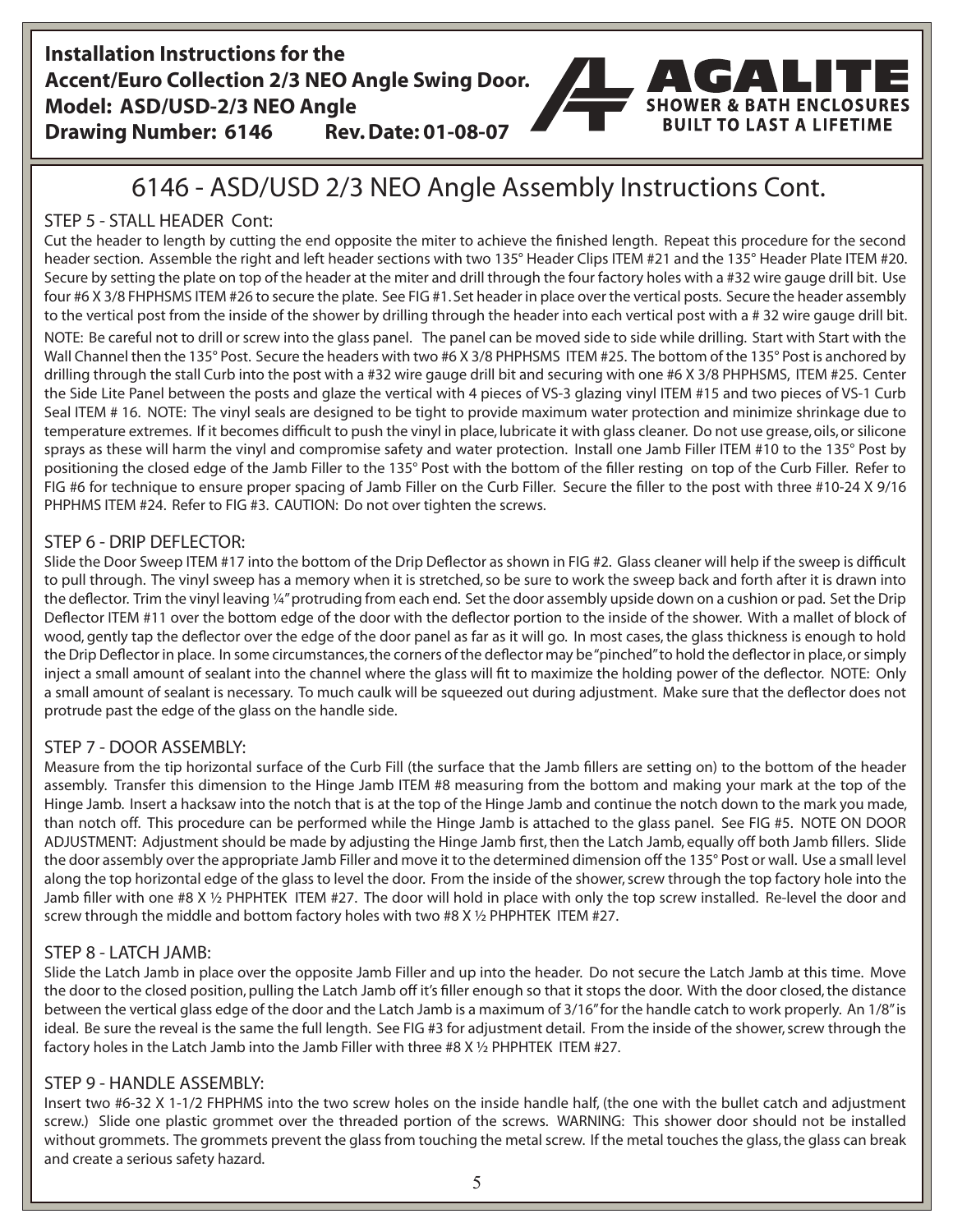**Installation Instructions for the**
**Accent/Euro Collection 2/3 NEO Angle Swing Door.**
**Model: ASD/USD-2/3 NEO Angle**
**Drawing Number: 6146 Rev. Date: 01-08-07**

**AGALITE**
**SHOWER & BATH ENCLOSURES**
**BUILT TO LAST A LIFETIME**

# 6146 - ASD/USD 2/3 NEO Angle Assembly Instructions Cont.

## STEP 5 - STALL HEADER Cont:

Cut the header to length by cutting the end opposite the miter to achieve the finished length. Repeat this procedure for the second header section. Assemble the right and left header sections with two 135° Header Clips ITEM #21 and the 135° Header Plate ITEM #20. Secure by setting the plate on top of the header at the miter and drill through the four factory holes with a #32 wire gauge drill bit. Use four #6 X 3/8 FHPHSMS ITEM #26 to secure the plate. See FIG #1. Set header in place over the vertical posts. Secure the header assembly to the vertical post from the inside of the shower by drilling through the header into each vertical post with a # 32 wire gauge drill bit. NOTE: Be careful not to drill or screw into the glass panel. The panel can be moved side to side while drilling. Start with Start with the Wall Channel then the 135° Post. Secure the headers with two #6 X 3/8 PHPHSMS ITEM #25. The bottom of the 135° Post is anchored by drilling through the stall Curb into the post with a #32 wire gauge drill bit and securing with one #6 X 3/8 PHPHSMS, ITEM #25. Center the Side Lite Panel between the posts and glaze the vertical with 4 pieces of VS-3 glazing vinyl ITEM #15 and two pieces of VS-1 Curb Seal ITEM # 16. NOTE: The vinyl seals are designed to be tight to provide maximum water protection and minimize shrinkage due to temperature extremes. If it becomes difficult to push the vinyl in place, lubricate it with glass cleaner. Do not use grease, oils, or silicone sprays as these will harm the vinyl and compromise safety and water protection. Install one Jamb Filler ITEM #10 to the 135° Post by positioning the closed edge of the Jamb Filler to the 135° Post with the bottom of the filler resting on top of the Curb Filler. Refer to FIG #6 for technique to ensure proper spacing of Jamb Filler on the Curb Filler. Secure the filler to the post with three #10-24 X 9/16 PHPHMS ITEM #24. Refer to FIG #3. CAUTION: Do not over tighten the screws.

## STEP 6 - DRIP DEFLECTOR:

Slide the Door Sweep ITEM #17 into the bottom of the Drip Deflector as shown in FIG #2. Glass cleaner will help if the sweep is difficult to pull through. The vinyl sweep has a memory when it is stretched, so be sure to work the sweep back and forth after it is drawn into the deflector. Trim the vinyl leaving ¼" protruding from each end. Set the door assembly upside down on a cushion or pad. Set the Drip Deflector ITEM #11 over the bottom edge of the door with the deflector portion to the inside of the shower. With a mallet of block of wood, gently tap the deflector over the edge of the door panel as far as it will go. In most cases, the glass thickness is enough to hold the Drip Deflector in place. In some circumstances, the corners of the deflector may be "pinched" to hold the deflector in place, or simply inject a small amount of sealant into the channel where the glass will fit to maximize the holding power of the deflector. NOTE: Only a small amount of sealant is necessary. To much caulk will be squeezed out during adjustment. Make sure that the deflector does not protrude past the edge of the glass on the handle side.

## STEP 7 - DOOR ASSEMBLY:

Measure from the tip horizontal surface of the Curb Fill (the surface that the Jamb fillers are setting on) to the bottom of the header assembly. Transfer this dimension to the Hinge Jamb ITEM #8 measuring from the bottom and making your mark at the top of the Hinge Jamb. Insert a hacksaw into the notch that is at the top of the Hinge Jamb and continue the notch down to the mark you made, than notch off. This procedure can be performed while the Hinge Jamb is attached to the glass panel. See FIG #5. NOTE ON DOOR ADJUSTMENT: Adjustment should be made by adjusting the Hinge Jamb first, then the Latch Jamb, equally off both Jamb fillers. Slide the door assembly over the appropriate Jamb Filler and move it to the determined dimension off the 135° Post or wall. Use a small level along the top horizontal edge of the glass to level the door. From the inside of the shower, screw through the top factory hole into the Jamb filler with one #8 X ½ PHPHTEK ITEM #27. The door will hold in place with only the top screw installed. Re-level the door and screw through the middle and bottom factory holes with two #8 X ½ PHPHTEK ITEM #27.

## STEP 8 - LATCH JAMB:

Slide the Latch Jamb in place over the opposite Jamb Filler and up into the header. Do not secure the Latch Jamb at this time. Move the door to the closed position, pulling the Latch Jamb off it's filler enough so that it stops the door. With the door closed, the distance between the vertical glass edge of the door and the Latch Jamb is a maximum of 3/16" for the handle catch to work properly. An 1/8" is ideal. Be sure the reveal is the same the full length. See FIG #3 for adjustment detail. From the inside of the shower, screw through the factory holes in the Latch Jamb into the Jamb Filler with three #8 X ½ PHPHTEK ITEM #27.

## STEP 9 - HANDLE ASSEMBLY:

Insert two #6-32 X 1-1/2 FHPHMS into the two screw holes on the inside handle half, (the one with the bullet catch and adjustment screw.) Slide one plastic grommet over the threaded portion of the screws. WARNING: This shower door should not be installed without grommets. The grommets prevent the glass from touching the metal screw. If the metal touches the glass, the glass can break and create a serious safety hazard.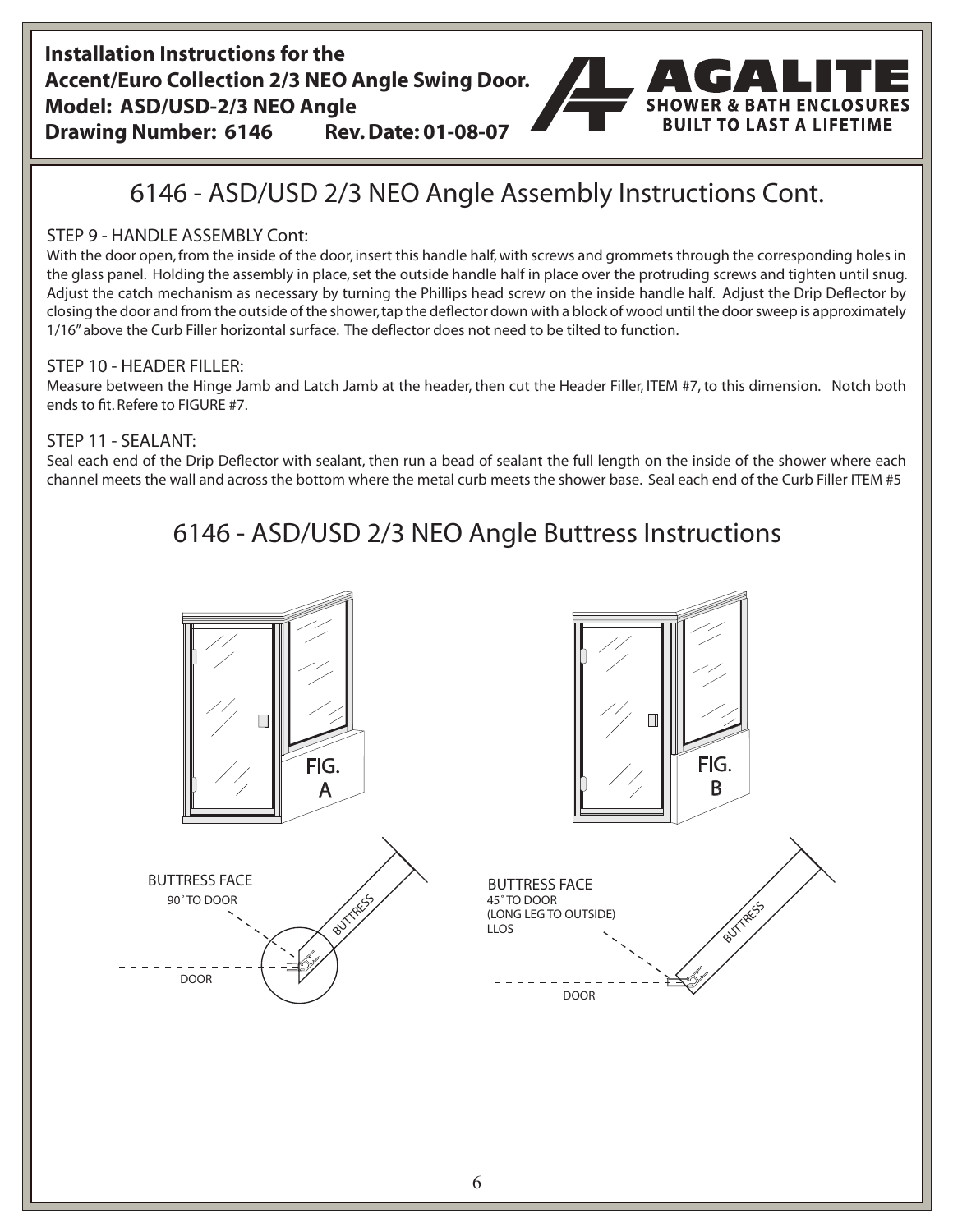Installation Instructions for the
Accent/Euro Collection 2/3 NEO Angle Swing Door.
Model: ASD/USD-2/3 NEO Angle
Drawing Number: 6146 Rev. Date: 01-08-07

AGALITE
SHOWER & BATH ENCLOSURES
BUILT TO LAST A LIFETIME

# 6146 - ASD/USD 2/3 NEO Angle Assembly Instructions Cont.

STEP 9 - HANDLE ASSEMBLY Cont:

With the door open, from the inside of the door, insert this handle half, with screws and grommets through the corresponding holes in the glass panel. Holding the assembly in place, set the outside handle half in place over the protruding screws and tighten until snug. Adjust the catch mechanism as necessary by turning the Phillips head screw on the inside handle half. Adjust the Drip Deflector by closing the door and from the outside of the shower, tap the deflector down with a block of wood until the door sweep is approximately 1/16" above the Curb Filler horizontal surface. The deflector does not need to be tilted to function.

STEP 10 - HEADER FILLER:

Measure between the Hinge Jamb and Latch Jamb at the header, then cut the Header Filler, ITEM #7, to this dimension. Notch both ends to fit. Refere to FIGURE #7.

STEP 11 - SEALANT:

Seal each end of the Drip Deflector with sealant, then run a bead of sealant the full length on the inside of the shower where each channel meets the wall and across the bottom where the metal curb meets the shower base. Seal each end of the Curb Filler ITEM #5

# 6146 - ASD/USD 2/3 NEO Angle Buttress Instructions

FIG. A

BUTTRESS FACE
90˚ TO DOOR
BUTTRESS
DOOR

FIG. B

BUTTRESS FACE
45˚ TO DOOR
(LONG LEG TO OUTSIDE)
LLOS
BUTTRESS
DOOR